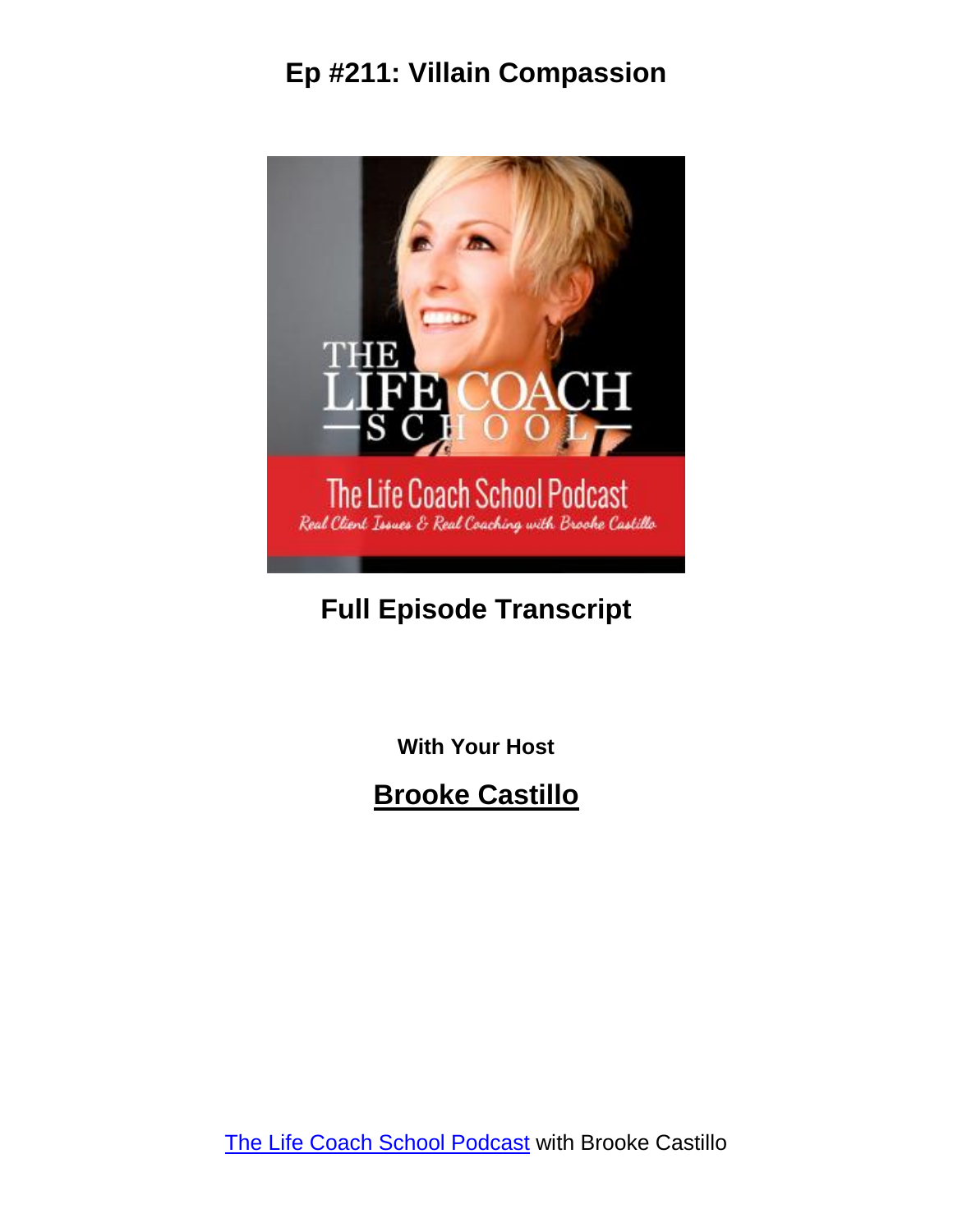# Ep #211: Villain Compassion

## Full Episode Transcript

**With Your Host**

## Brooke Castillo

The Life Coach School Podcast with Brooke Castillo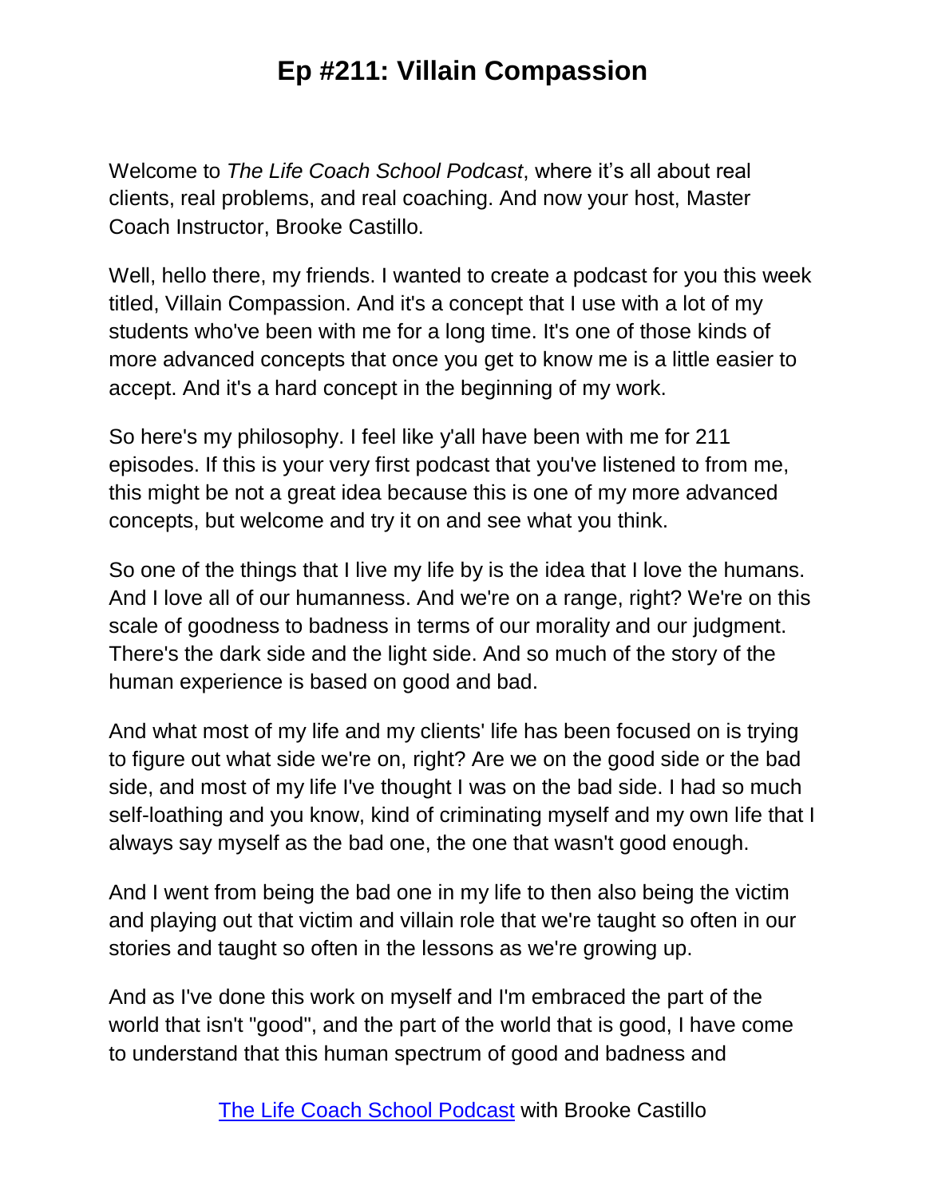# Ep #211: Villain Compassion

Welcome to *The Life Coach School Podcast*, where it's all about real clients, real problems, and real coaching. And now your host, Master Coach Instructor, Brooke Castillo.

Well, hello there, my friends. I wanted to create a podcast for you this week titled, Villain Compassion. And it's a concept that I use with a lot of my students who've been with me for a long time. It's one of those kinds of more advanced concepts that once you get to know me is a little easier to accept. And it's a hard concept in the beginning of my work.

So here's my philosophy. I feel like y'all have been with me for 211 episodes. If this is your very first podcast that you've listened to from me, this might be not a great idea because this is one of my more advanced concepts, but welcome and try it on and see what you think.

So one of the things that I live my life by is the idea that I love the humans. And I love all of our humanness. And we're on a range, right? We're on this scale of goodness to badness in terms of our morality and our judgment. There's the dark side and the light side. And so much of the story of the human experience is based on good and bad.

And what most of my life and my clients' life has been focused on is trying to figure out what side we're on, right? Are we on the good side or the bad side, and most of my life I've thought I was on the bad side. I had so much self-loathing and you know, kind of criminating myself and my own life that I always say myself as the bad one, the one that wasn't good enough.

And I went from being the bad one in my life to then also being the victim and playing out that victim and villain role that we're taught so often in our stories and taught so often in the lessons as we're growing up.

And as I've done this work on myself and I'm embraced the part of the world that isn't "good", and the part of the world that is good, I have come to understand that this human spectrum of good and badness and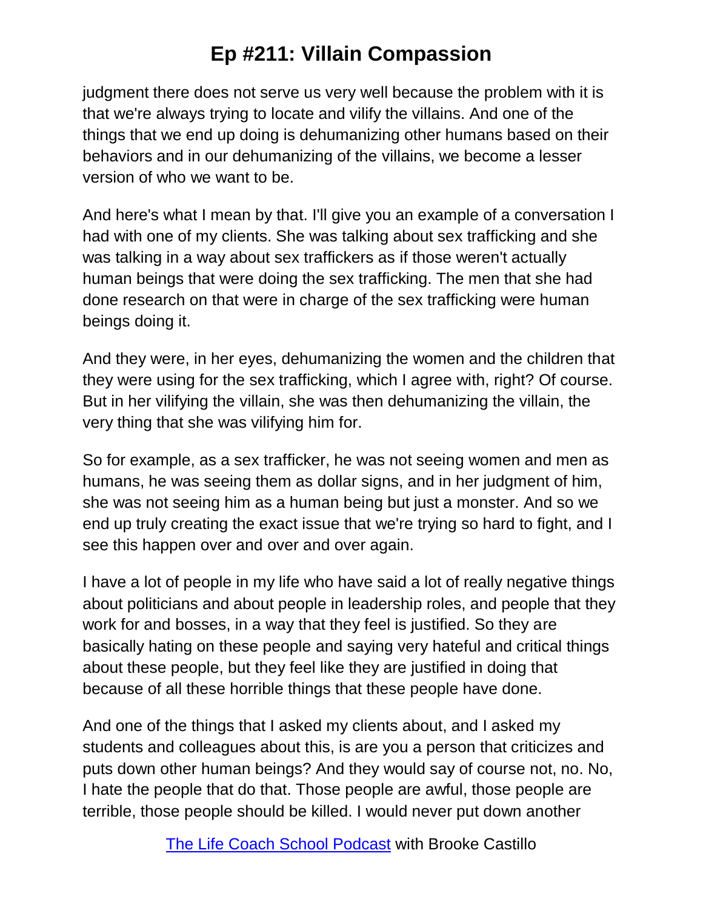judgment there does not serve us very well because the problem with it is that we're always trying to locate and vilify the villains. And one of the things that we end up doing is dehumanizing other humans based on their behaviors and in our dehumanizing of the villains, we become a lesser version of who we want to be.

And here's what I mean by that. I'll give you an example of a conversation I had with one of my clients. She was talking about sex trafficking and she was talking in a way about sex traffickers as if those weren't actually human beings that were doing the sex trafficking. The men that she had done research on that were in charge of the sex trafficking were human beings doing it.

And they were, in her eyes, dehumanizing the women and the children that they were using for the sex trafficking, which I agree with, right? Of course. But in her vilifying the villain, she was then dehumanizing the villain, the very thing that she was vilifying him for.

So for example, as a sex trafficker, he was not seeing women and men as humans, he was seeing them as dollar signs, and in her judgment of him, she was not seeing him as a human being but just a monster. And so we end up truly creating the exact issue that we're trying so hard to fight, and I see this happen over and over and over again.

I have a lot of people in my life who have said a lot of really negative things about politicians and about people in leadership roles, and people that they work for and bosses, in a way that they feel is justified. So they are basically hating on these people and saying very hateful and critical things about these people, but they feel like they are justified in doing that because of all these horrible things that these people have done.

And one of the things that I asked my clients about, and I asked my students and colleagues about this, is are you a person that criticizes and puts down other human beings? And they would say of course not, no. No, I hate the people that do that. Those people are awful, those people are terrible, those people should be killed. I would never put down another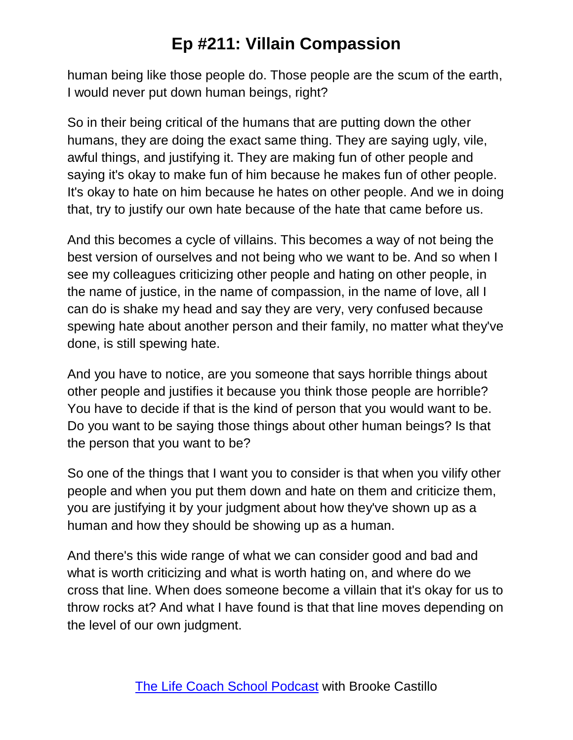human being like those people do. Those people are the scum of the earth, I would never put down human beings, right?

So in their being critical of the humans that are putting down the other humans, they are doing the exact same thing. They are saying ugly, vile, awful things, and justifying it. They are making fun of other people and saying it's okay to make fun of him because he makes fun of other people. It's okay to hate on him because he hates on other people. And we in doing that, try to justify our own hate because of the hate that came before us.

And this becomes a cycle of villains. This becomes a way of not being the best version of ourselves and not being who we want to be. And so when I see my colleagues criticizing other people and hating on other people, in the name of justice, in the name of compassion, in the name of love, all I can do is shake my head and say they are very, very confused because spewing hate about another person and their family, no matter what they've done, is still spewing hate.

And you have to notice, are you someone that says horrible things about other people and justifies it because you think those people are horrible? You have to decide if that is the kind of person that you would want to be. Do you want to be saying those things about other human beings? Is that the person that you want to be?

So one of the things that I want you to consider is that when you vilify other people and when you put them down and hate on them and criticize them, you are justifying it by your judgment about how they've shown up as a human and how they should be showing up as a human.

And there's this wide range of what we can consider good and bad and what is worth criticizing and what is worth hating on, and where do we cross that line. When does someone become a villain that it's okay for us to throw rocks at? And what I have found is that that line moves depending on the level of our own judgment.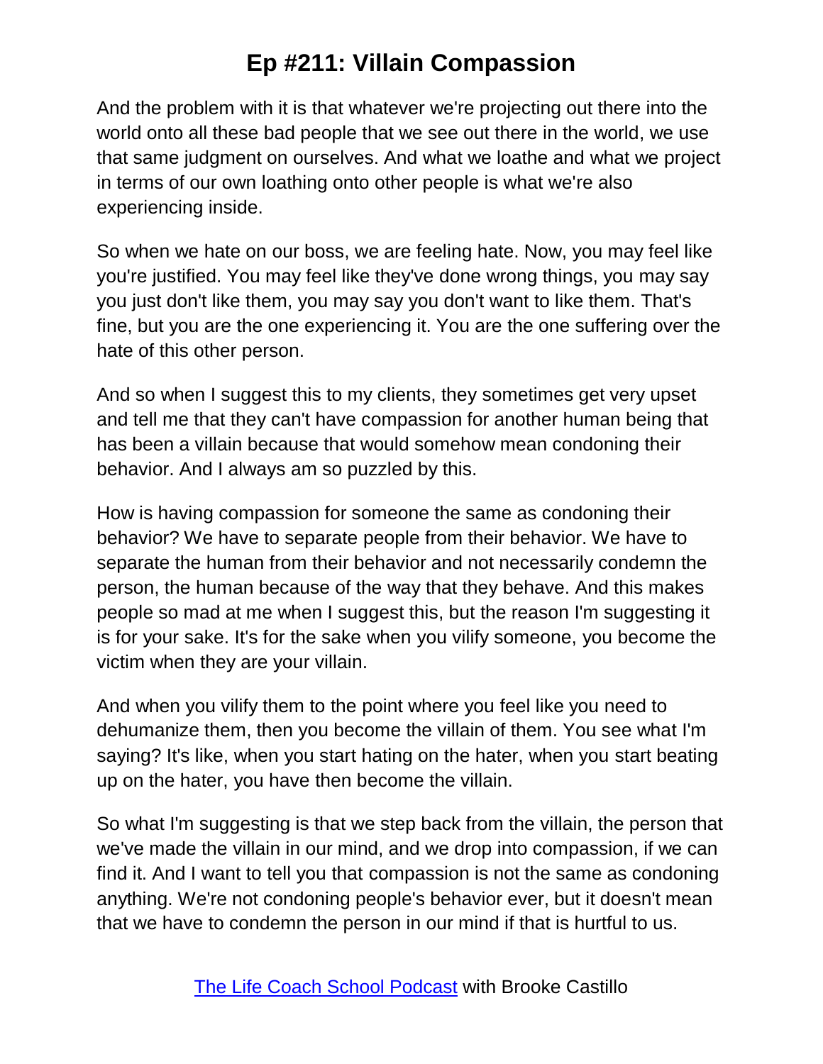And the problem with it is that whatever we're projecting out there into the world onto all these bad people that we see out there in the world, we use that same judgment on ourselves. And what we loathe and what we project in terms of our own loathing onto other people is what we're also experiencing inside.

So when we hate on our boss, we are feeling hate. Now, you may feel like you're justified. You may feel like they've done wrong things, you may say you just don't like them, you may say you don't want to like them. That's fine, but you are the one experiencing it. You are the one suffering over the hate of this other person.

And so when I suggest this to my clients, they sometimes get very upset and tell me that they can't have compassion for another human being that has been a villain because that would somehow mean condoning their behavior. And I always am so puzzled by this.

How is having compassion for someone the same as condoning their behavior? We have to separate people from their behavior. We have to separate the human from their behavior and not necessarily condemn the person, the human because of the way that they behave. And this makes people so mad at me when I suggest this, but the reason I'm suggesting it is for your sake. It's for the sake when you vilify someone, you become the victim when they are your villain.

And when you vilify them to the point where you feel like you need to dehumanize them, then you become the villain of them. You see what I'm saying? It's like, when you start hating on the hater, when you start beating up on the hater, you have then become the villain.

So what I'm suggesting is that we step back from the villain, the person that we've made the villain in our mind, and we drop into compassion, if we can find it. And I want to tell you that compassion is not the same as condoning anything. We're not condoning people's behavior ever, but it doesn't mean that we have to condemn the person in our mind if that is hurtful to us.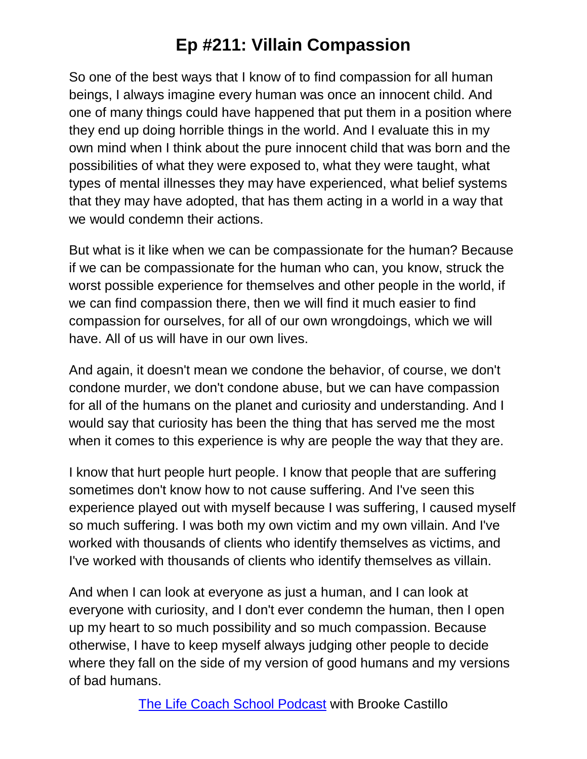So one of the best ways that I know of to find compassion for all human beings, I always imagine every human was once an innocent child. And one of many things could have happened that put them in a position where they end up doing horrible things in the world. And I evaluate this in my own mind when I think about the pure innocent child that was born and the possibilities of what they were exposed to, what they were taught, what types of mental illnesses they may have experienced, what belief systems that they may have adopted, that has them acting in a world in a way that we would condemn their actions.

But what is it like when we can be compassionate for the human? Because if we can be compassionate for the human who can, you know, struck the worst possible experience for themselves and other people in the world, if we can find compassion there, then we will find it much easier to find compassion for ourselves, for all of our own wrongdoings, which we will have. All of us will have in our own lives.

And again, it doesn't mean we condone the behavior, of course, we don't condone murder, we don't condone abuse, but we can have compassion for all of the humans on the planet and curiosity and understanding. And I would say that curiosity has been the thing that has served me the most when it comes to this experience is why are people the way that they are.

I know that hurt people hurt people. I know that people that are suffering sometimes don't know how to not cause suffering. And I've seen this experience played out with myself because I was suffering, I caused myself so much suffering. I was both my own victim and my own villain. And I've worked with thousands of clients who identify themselves as victims, and I've worked with thousands of clients who identify themselves as villain.

And when I can look at everyone as just a human, and I can look at everyone with curiosity, and I don't ever condemn the human, then I open up my heart to so much possibility and so much compassion. Because otherwise, I have to keep myself always judging other people to decide where they fall on the side of my version of good humans and my versions of bad humans.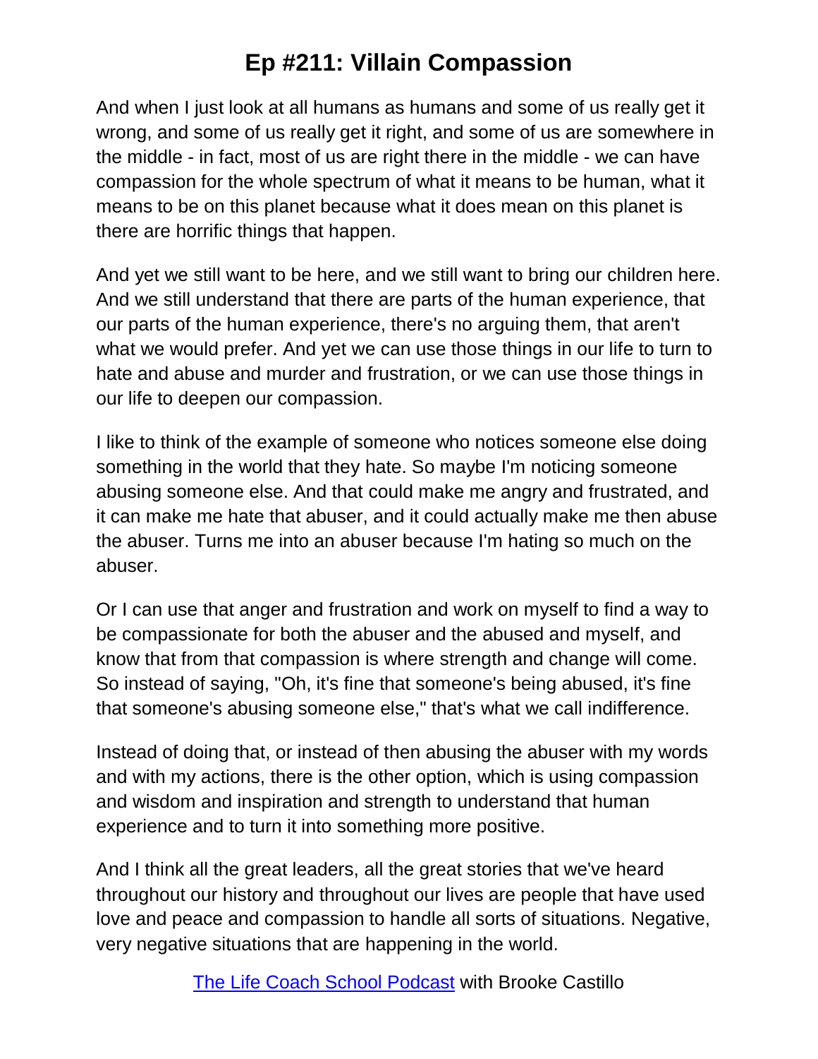And when I just look at all humans as humans and some of us really get it wrong, and some of us really get it right, and some of us are somewhere in the middle - in fact, most of us are right there in the middle - we can have compassion for the whole spectrum of what it means to be human, what it means to be on this planet because what it does mean on this planet is there are horrific things that happen.

And yet we still want to be here, and we still want to bring our children here. And we still understand that there are parts of the human experience, that our parts of the human experience, there's no arguing them, that aren't what we would prefer. And yet we can use those things in our life to turn to hate and abuse and murder and frustration, or we can use those things in our life to deepen our compassion.

I like to think of the example of someone who notices someone else doing something in the world that they hate. So maybe I'm noticing someone abusing someone else. And that could make me angry and frustrated, and it can make me hate that abuser, and it could actually make me then abuse the abuser. Turns me into an abuser because I'm hating so much on the abuser.

Or I can use that anger and frustration and work on myself to find a way to be compassionate for both the abuser and the abused and myself, and know that from that compassion is where strength and change will come. So instead of saying, "Oh, it's fine that someone's being abused, it's fine that someone's abusing someone else," that's what we call indifference.

Instead of doing that, or instead of then abusing the abuser with my words and with my actions, there is the other option, which is using compassion and wisdom and inspiration and strength to understand that human experience and to turn it into something more positive.

And I think all the great leaders, all the great stories that we've heard throughout our history and throughout our lives are people that have used love and peace and compassion to handle all sorts of situations. Negative, very negative situations that are happening in the world.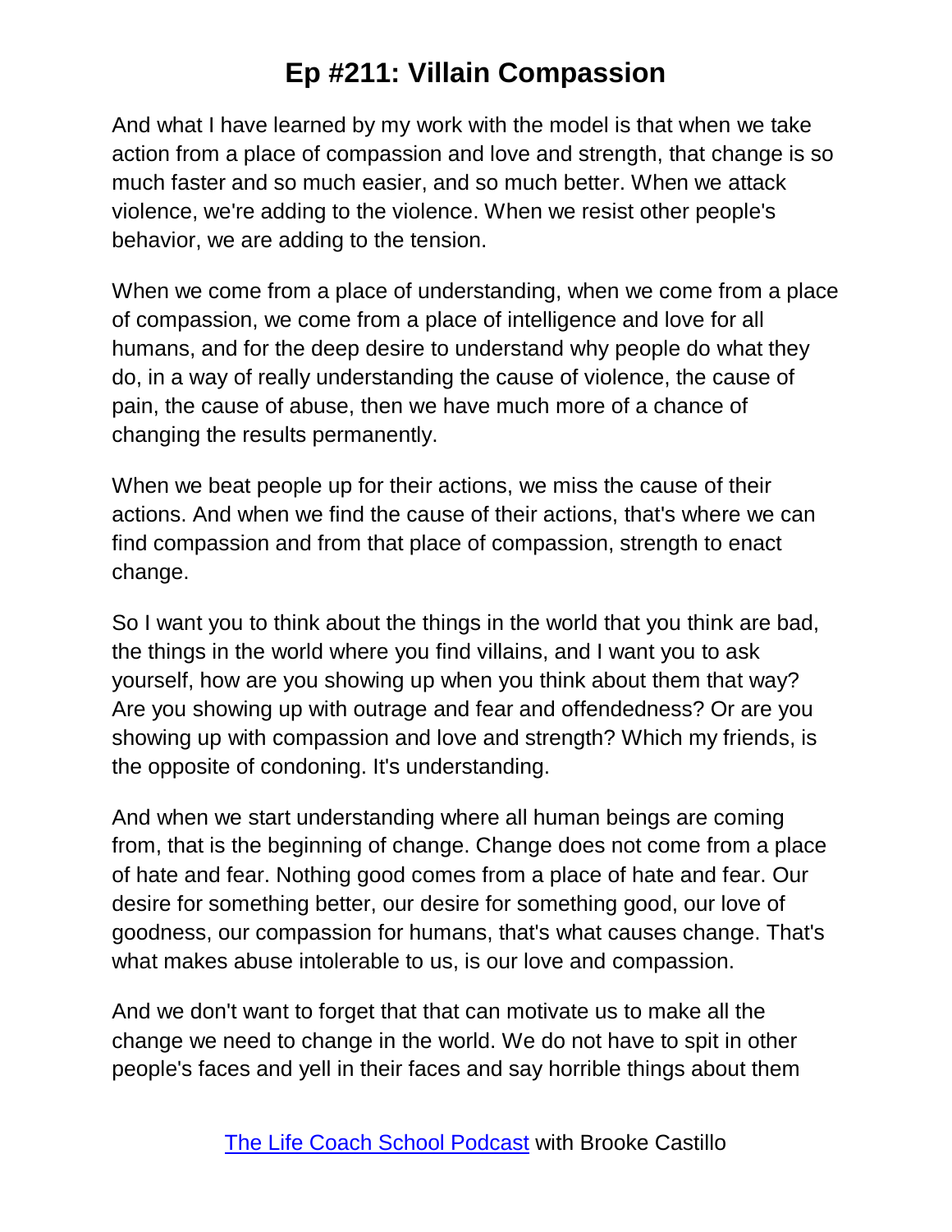And what I have learned by my work with the model is that when we take action from a place of compassion and love and strength, that change is so much faster and so much easier, and so much better. When we attack violence, we're adding to the violence. When we resist other people's behavior, we are adding to the tension.

When we come from a place of understanding, when we come from a place of compassion, we come from a place of intelligence and love for all humans, and for the deep desire to understand why people do what they do, in a way of really understanding the cause of violence, the cause of pain, the cause of abuse, then we have much more of a chance of changing the results permanently.

When we beat people up for their actions, we miss the cause of their actions. And when we find the cause of their actions, that's where we can find compassion and from that place of compassion, strength to enact change.

So I want you to think about the things in the world that you think are bad, the things in the world where you find villains, and I want you to ask yourself, how are you showing up when you think about them that way? Are you showing up with outrage and fear and offendedness? Or are you showing up with compassion and love and strength? Which my friends, is the opposite of condoning. It's understanding.

And when we start understanding where all human beings are coming from, that is the beginning of change. Change does not come from a place of hate and fear. Nothing good comes from a place of hate and fear. Our desire for something better, our desire for something good, our love of goodness, our compassion for humans, that's what causes change. That's what makes abuse intolerable to us, is our love and compassion.

And we don't want to forget that that can motivate us to make all the change we need to change in the world. We do not have to spit in other people's faces and yell in their faces and say horrible things about them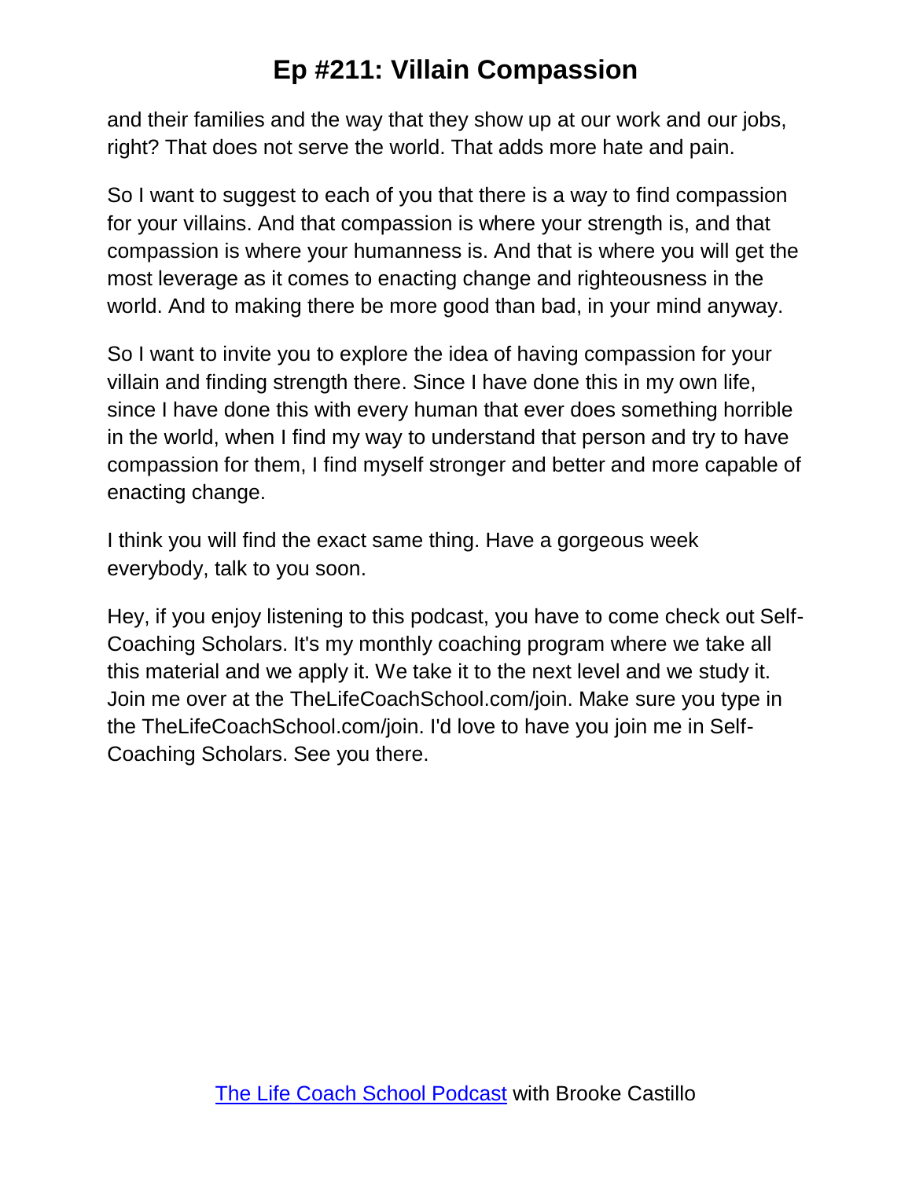and their families and the way that they show up at our work and our jobs, right? That does not serve the world. That adds more hate and pain.

So I want to suggest to each of you that there is a way to find compassion for your villains. And that compassion is where your strength is, and that compassion is where your humanness is. And that is where you will get the most leverage as it comes to enacting change and righteousness in the world. And to making there be more good than bad, in your mind anyway.

So I want to invite you to explore the idea of having compassion for your villain and finding strength there. Since I have done this in my own life, since I have done this with every human that ever does something horrible in the world, when I find my way to understand that person and try to have compassion for them, I find myself stronger and better and more capable of enacting change.

I think you will find the exact same thing. Have a gorgeous week everybody, talk to you soon.

Hey, if you enjoy listening to this podcast, you have to come check out Self-Coaching Scholars. It's my monthly coaching program where we take all this material and we apply it. We take it to the next level and we study it. Join me over at the TheLifeCoachSchool.com/join. Make sure you type in the TheLifeCoachSchool.com/join. I'd love to have you join me in Self-Coaching Scholars. See you there.